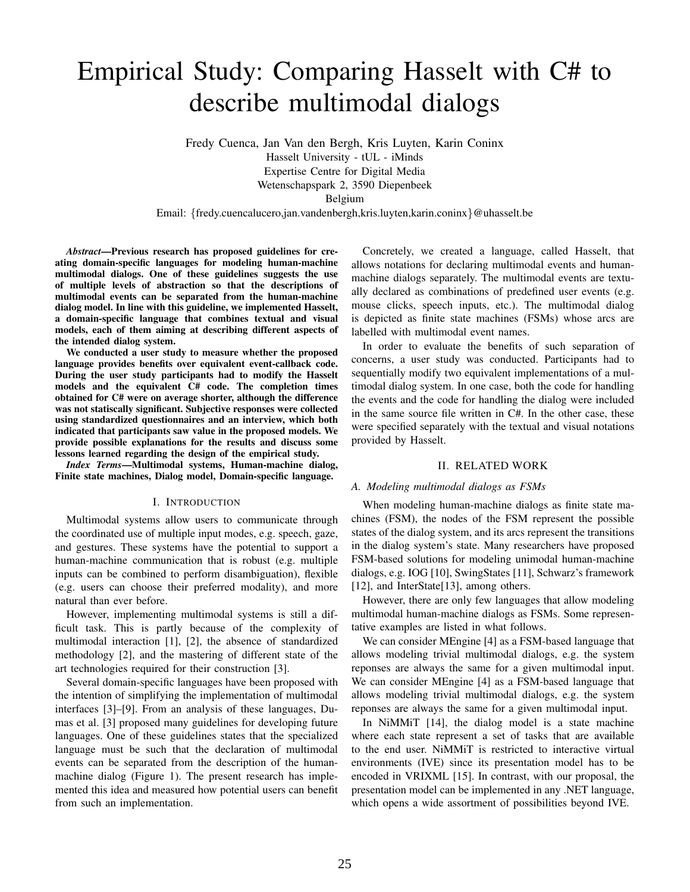# Empirical Study: Comparing Hasselt with C# to describe multimodal dialogs

Fredy Cuenca, Jan Van den Bergh, Kris Luyten, Karin Coninx
Hasselt University - tUL - iMinds
Expertise Centre for Digital Media
Wetenschapspark 2, 3590 Diepenbeek
Belgium
Email: {fredy.cuencalucero,jan.vandenbergh,kris.luyten,karin.coninx}@uhasselt.be

***Abstract*—Previous research has proposed guidelines for creating domain-specific languages for modeling human-machine multimodal dialogs. One of these guidelines suggests the use of multiple levels of abstraction so that the descriptions of multimodal events can be separated from the human-machine dialog model. In line with this guideline, we implemented Hasselt, a domain-specific language that combines textual and visual models, each of them aiming at describing different aspects of the intended dialog system.**

**We conducted a user study to measure whether the proposed language provides benefits over equivalent event-callback code. During the user study participants had to modify the Hasselt models and the equivalent C# code. The completion times obtained for C# were on average shorter, although the difference was not statiscally significant. Subjective responses were collected using standardized questionnaires and an interview, which both indicated that participants saw value in the proposed models. We provide possible explanations for the results and discuss some lessons learned regarding the design of the empirical study.**

***Index Terms*—Multimodal systems, Human-machine dialog, Finite state machines, Dialog model, Domain-specific language.**

## I. Introduction

Multimodal systems allow users to communicate through the coordinated use of multiple input modes, e.g. speech, gaze, and gestures. These systems have the potential to support a human-machine communication that is robust (e.g. multiple inputs can be combined to perform disambiguation), flexible (e.g. users can choose their preferred modality), and more natural than ever before.

However, implementing multimodal systems is still a difficult task. This is partly because of the complexity of multimodal interaction [1], [2], the absence of standardized methodology [2], and the mastering of different state of the art technologies required for their construction [3].

Several domain-specific languages have been proposed with the intention of simplifying the implementation of multimodal interfaces [3]–[9]. From an analysis of these languages, Dumas et al. [3] proposed many guidelines for developing future languages. One of these guidelines states that the specialized language must be such that the declaration of multimodal events can be separated from the description of the human-machine dialog (Figure 1). The present research has implemented this idea and measured how potential users can benefit from such an implementation.

Concretely, we created a language, called Hasselt, that allows notations for declaring multimodal events and human-machine dialogs separately. The multimodal events are textually declared as combinations of predefined user events (e.g. mouse clicks, speech inputs, etc.). The multimodal dialog is depicted as finite state machines (FSMs) whose arcs are labelled with multimodal event names.

In order to evaluate the benefits of such separation of concerns, a user study was conducted. Participants had to sequentially modify two equivalent implementations of a multimodal dialog system. In one case, both the code for handling the events and the code for handling the dialog were included in the same source file written in C#. In the other case, these were specified separately with the textual and visual notations provided by Hasselt.

## II. Related Work

### A. Modeling multimodal dialogs as FSMs

When modeling human-machine dialogs as finite state machines (FSM), the nodes of the FSM represent the possible states of the dialog system, and its arcs represent the transitions in the dialog system's state. Many researchers have proposed FSM-based solutions for modeling unimodal human-machine dialogs, e.g. IOG [10], SwingStates [11], Schwarz's framework [12], and InterState[13], among others.

However, there are only few languages that allow modeling multimodal human-machine dialogs as FSMs. Some representative examples are listed in what follows.

We can consider MEngine [4] as a FSM-based language that allows modeling trivial multimodal dialogs, e.g. the system reponses are always the same for a given multimodal input. We can consider MEngine [4] as a FSM-based language that allows modeling trivial multimodal dialogs, e.g. the system reponses are always the same for a given multimodal input.

In NiMMiT [14], the dialog model is a state machine where each state represent a set of tasks that are available to the end user. NiMMiT is restricted to interactive virtual environments (IVE) since its presentation model has to be encoded in VRIXML [15]. In contrast, with our proposal, the presentation model can be implemented in any .NET language, which opens a wide assortment of possibilities beyond IVE.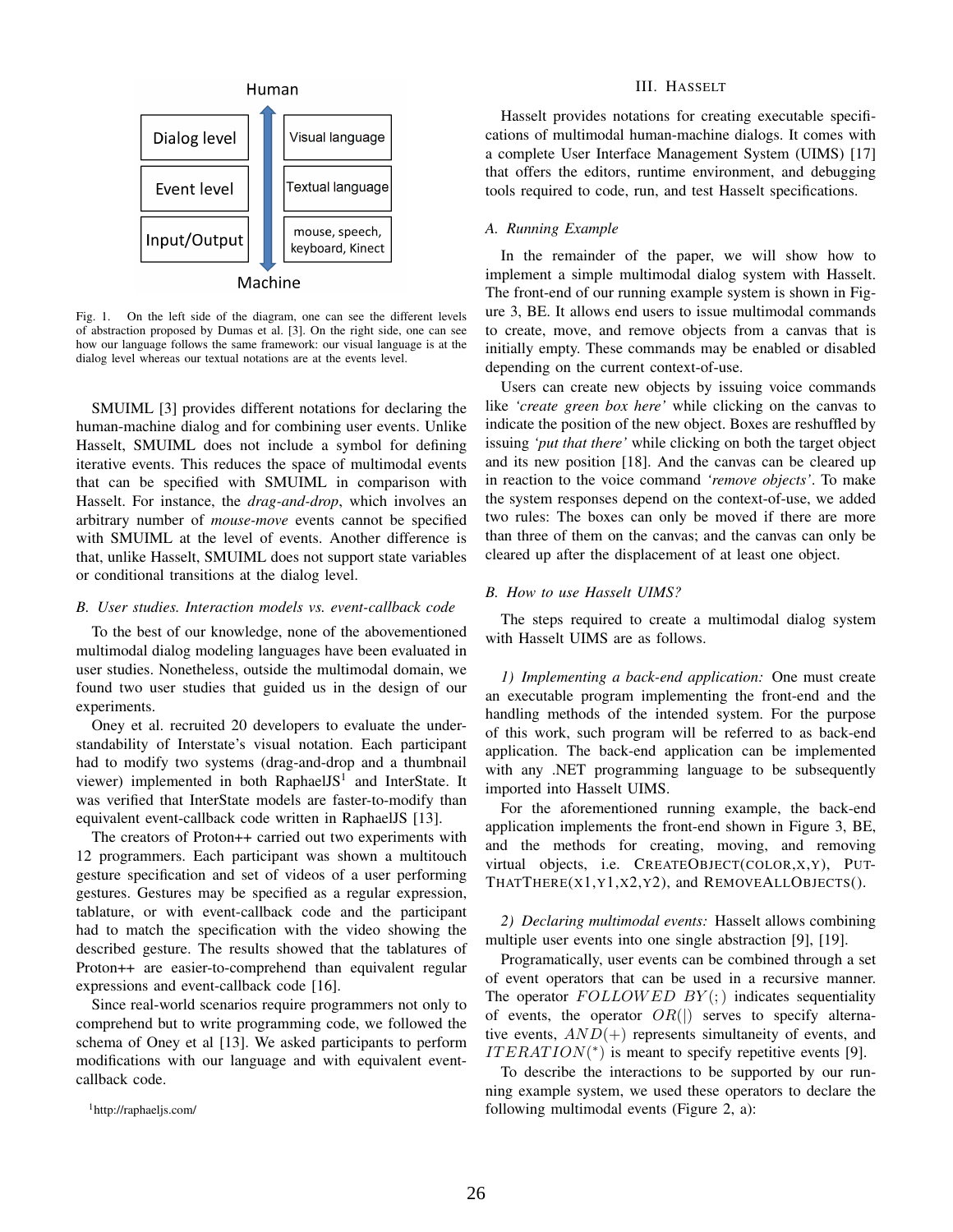Fig. 1. On the left side of the diagram, one can see the different levels of abstraction proposed by Dumas et al. [3]. On the right side, one can see how our language follows the same framework: our visual language is at the dialog level whereas our textual notations are at the events level.

SMUIML [3] provides different notations for declaring the human-machine dialog and for combining user events. Unlike Hasselt, SMUIML does not include a symbol for defining iterative events. This reduces the space of multimodal events that can be specified with SMUIML in comparison with Hasselt. For instance, the *drag-and-drop*, which involves an arbitrary number of *mouse-move* events cannot be specified with SMUIML at the level of events. Another difference is that, unlike Hasselt, SMUIML does not support state variables or conditional transitions at the dialog level.

### B. User studies. Interaction models vs. event-callback code

To the best of our knowledge, none of the abovementioned multimodal dialog modeling languages have been evaluated in user studies. Nonetheless, outside the multimodal domain, we found two user studies that guided us in the design of our experiments.

Oney et al. recruited 20 developers to evaluate the understandability of Interstate's visual notation. Each participant had to modify two systems (drag-and-drop and a thumbnail viewer) implemented in both RaphaelJS[1] and InterState. It was verified that InterState models are faster-to-modify than equivalent event-callback code written in RaphaelJS [13].

The creators of Proton++ carried out two experiments with 12 programmers. Each participant was shown a multitouch gesture specification and set of videos of a user performing gestures. Gestures may be specified as a regular expression, tablature, or with event-callback code and the participant had to match the specification with the video showing the described gesture. The results showed that the tablatures of Proton++ are easier-to-comprehend than equivalent regular expressions and event-callback code [16].

Since real-world scenarios require programmers not only to comprehend but to write programming code, we followed the schema of Oney et al [13]. We asked participants to perform modifications with our language and with equivalent event-callback code.

[1] http://raphaeljs.com/

## III. Hasselt

Hasselt provides notations for creating executable specifications of multimodal human-machine dialogs. It comes with a complete User Interface Management System (UIMS) [17] that offers the editors, runtime environment, and debugging tools required to code, run, and test Hasselt specifications.

### A. Running Example

In the remainder of the paper, we will show how to implement a simple multimodal dialog system with Hasselt. The front-end of our running example system is shown in Figure 3, BE. It allows end users to issue multimodal commands to create, move, and remove objects from a canvas that is initially empty. These commands may be enabled or disabled depending on the current context-of-use.

Users can create new objects by issuing voice commands like *'create green box here'* while clicking on the canvas to indicate the position of the new object. Boxes are reshuffled by issuing *'put that there'* while clicking on both the target object and its new position [18]. And the canvas can be cleared up in reaction to the voice command *'remove objects'*. To make the system responses depend on the context-of-use, we added two rules: The boxes can only be moved if there are more than three of them on the canvas; and the canvas can only be cleared up after the displacement of at least one object.

### B. How to use Hasselt UIMS?

The steps required to create a multimodal dialog system with Hasselt UIMS are as follows.

*1) Implementing a back-end application:* One must create an executable program implementing the front-end and the handling methods of the intended system. For the purpose of this work, such program will be referred to as back-end application. The back-end application can be implemented with any .NET programming language to be subsequently imported into Hasselt UIMS.

For the aforementioned running example, the back-end application implements the front-end shown in Figure 3, BE, and the methods for creating, moving, and removing virtual objects, i.e. CREATEOBJECT(COLOR,X,Y), PUTTHATTHERE(X1,Y1,X2,Y2), and REMOVEALLOBJECTS().

*2) Declaring multimodal events:* Hasselt allows combining multiple user events into one single abstraction [9], [19].

Programatically, user events can be combined through a set of event operators that can be used in a recursive manner. The operator $FOLLOWED\ BY(;)$ indicates sequentiality of events, the operator $OR(|)$ serves to specify alternative events, $AND(+)$ represents simultaneity of events, and $ITERATION(^{*})$ is meant to specify repetitive events [9].

To describe the interactions to be supported by our running example system, we used these operators to declare the following multimodal events (Figure 2, a):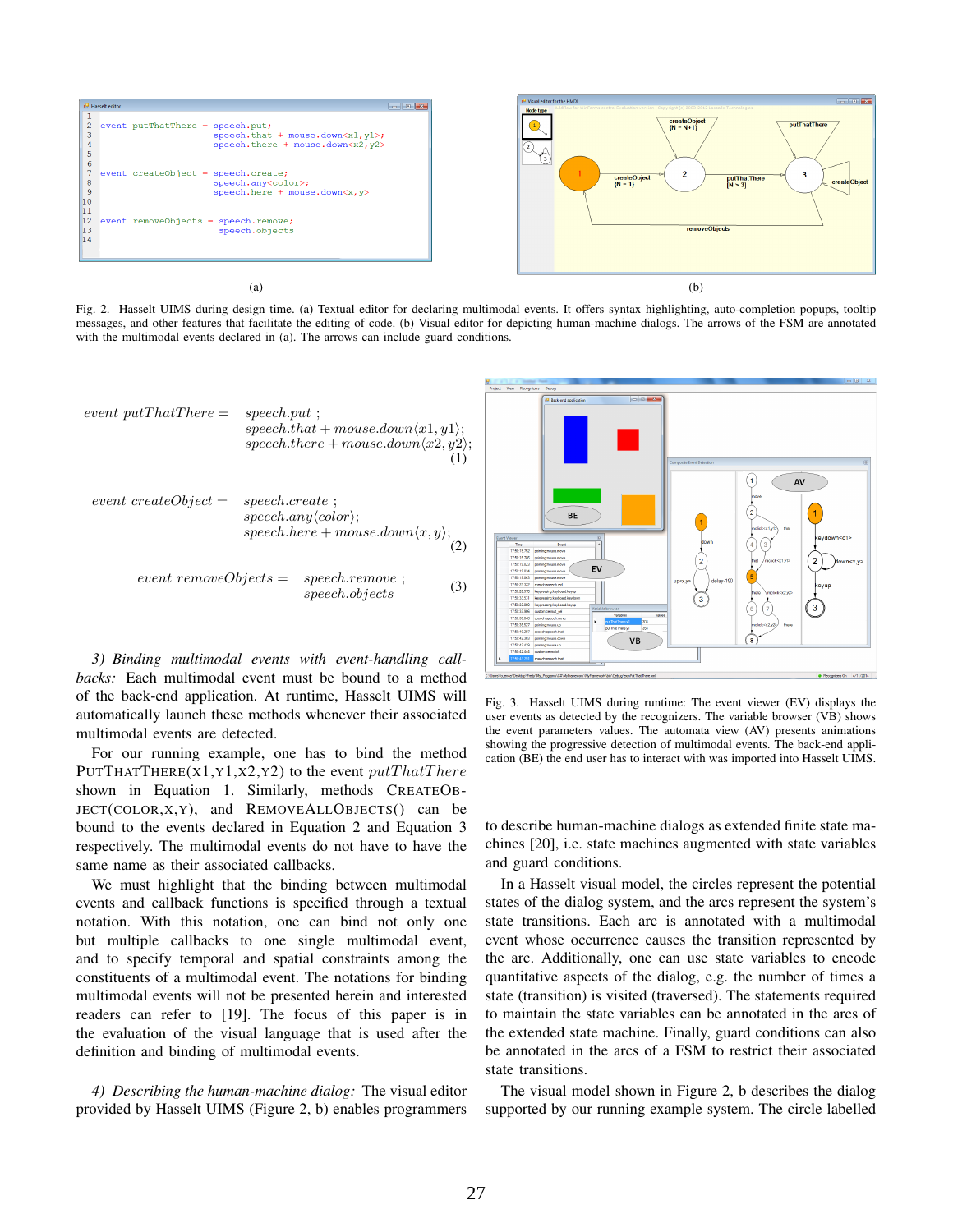(a)

(b)

Fig. 2. Hasselt UIMS during design time. (a) Textual editor for declaring multimodal events. It offers syntax highlighting, auto-completion popups, tooltip messages, and other features that facilitate the editing of code. (b) Visual editor for depicting human-machine dialogs. The arrows of the FSM are annotated with the multimodal events declared in (a). The arrows can include guard conditions.

$$\begin{aligned} event\ putThatThere = \quad & speech.put\ ; \\ & speech.that + mouse.down\langle x1, y1\rangle; \\ & speech.there + mouse.down\langle x2, y2\rangle; \end{aligned} \tag{1}$$

$$\begin{aligned} event\ createObject = \quad & speech.create\ ; \\ & speech.any\langle color\rangle; \\ & speech.here + mouse.down\langle x, y\rangle; \end{aligned} \tag{2}$$

$$\begin{aligned} event\ removeObjects = \quad & speech.remove\ ; \\ & speech.objects \end{aligned} \tag{3}$$

*3) Binding multimodal events with event-handling callbacks:* Each multimodal event must be bound to a method of the back-end application. At runtime, Hasselt UIMS will automatically launch these methods whenever their associated multimodal events are detected.

For our running example, one has to bind the method PUTTHATTHERE(X1,Y1,X2,Y2) to the event $putThatThere$ shown in Equation 1. Similarly, methods CREATEOBJECT(COLOR,X,Y), and REMOVEALLOBJECTS() can be bound to the events declared in Equation 2 and Equation 3 respectively. The multimodal events do not have to have the same name as their associated callbacks.

We must highlight that the binding between multimodal events and callback functions is specified through a textual notation. With this notation, one can bind not only one but multiple callbacks to one single multimodal event, and to specify temporal and spatial constraints among the constituents of a multimodal event. The notations for binding multimodal events will not be presented herein and interested readers can refer to [19]. The focus of this paper is in the evaluation of the visual language that is used after the definition and binding of multimodal events.

*4) Describing the human-machine dialog:* The visual editor provided by Hasselt UIMS (Figure 2, b) enables programmers to describe human-machine dialogs as extended finite state machines [20], i.e. state machines augmented with state variables and guard conditions.

Fig. 3. Hasselt UIMS during runtime: The event viewer (EV) displays the user events as detected by the recognizers. The variable browser (VB) shows the event parameters values. The automata view (AV) presents animations showing the progressive detection of multimodal events. The back-end application (BE) the end user has to interact with was imported into Hasselt UIMS.

In a Hasselt visual model, the circles represent the potential states of the dialog system, and the arcs represent the system's state transitions. Each arc is annotated with a multimodal event whose occurrence causes the transition represented by the arc. Additionally, one can use state variables to encode quantitative aspects of the dialog, e.g. the number of times a state (transition) is visited (traversed). The statements required to maintain the state variables can be annotated in the arcs of the extended state machine. Finally, guard conditions can also be annotated in the arcs of a FSM to restrict their associated state transitions.

The visual model shown in Figure 2, b describes the dialog supported by our running example system. The circle labelled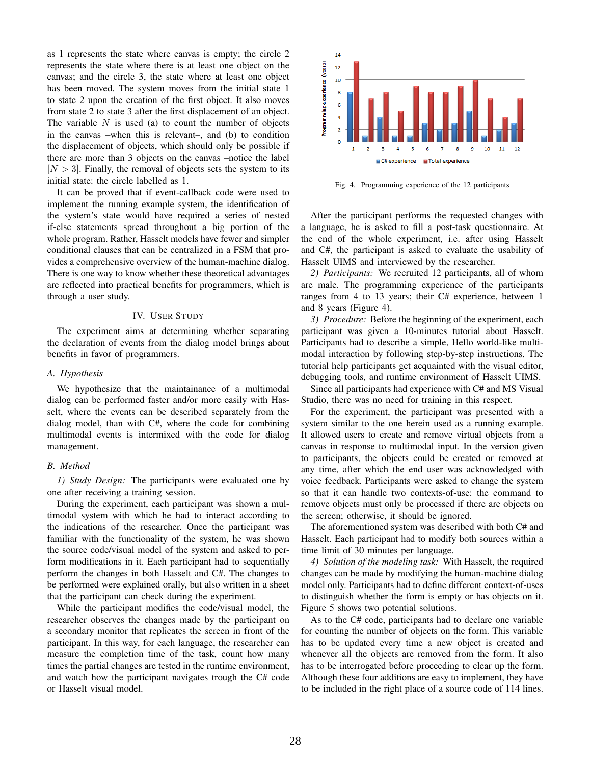as 1 represents the state where canvas is empty; the circle 2 represents the state where there is at least one object on the canvas; and the circle 3, the state where at least one object has been moved. The system moves from the initial state 1 to state 2 upon the creation of the first object. It also moves from state 2 to state 3 after the first displacement of an object. The variable $N$ is used (a) to count the number of objects in the canvas –when this is relevant–, and (b) to condition the displacement of objects, which should only be possible if there are more than 3 objects on the canvas –notice the label $[N > 3]$. Finally, the removal of objects sets the system to its initial state: the circle labelled as 1.

It can be proved that if event-callback code were used to implement the running example system, the identification of the system's state would have required a series of nested if-else statements spread throughout a big portion of the whole program. Rather, Hasselt models have fewer and simpler conditional clauses that can be centralized in a FSM that provides a comprehensive overview of the human-machine dialog. There is one way to know whether these theoretical advantages are reflected into practical benefits for programmers, which is through a user study.

## IV. User Study

The experiment aims at determining whether separating the declaration of events from the dialog model brings about benefits in favor of programmers.

### A. Hypothesis

We hypothesize that the maintainance of a multimodal dialog can be performed faster and/or more easily with Hasselt, where the events can be described separately from the dialog model, than with C#, where the code for combining multimodal events is intermixed with the code for dialog management.

### B. Method

*1) Study Design:* The participants were evaluated one by one after receiving a training session.

During the experiment, each participant was shown a multimodal system with which he had to interact according to the indications of the researcher. Once the participant was familiar with the functionality of the system, he was shown the source code/visual model of the system and asked to perform modifications in it. Each participant had to sequentially perform the changes in both Hasselt and C#. The changes to be performed were explained orally, but also written in a sheet that the participant can check during the experiment.

While the participant modifies the code/visual model, the researcher observes the changes made by the participant on a secondary monitor that replicates the screen in front of the participant. In this way, for each language, the researcher can measure the completion time of the task, count how many times the partial changes are tested in the runtime environment, and watch how the participant navigates trough the C# code or Hasselt visual model.

Fig. 4. Programming experience of the 12 participants

After the participant performs the requested changes with a language, he is asked to fill a post-task questionnaire. At the end of the whole experiment, i.e. after using Hasselt and C#, the participant is asked to evaluate the usability of Hasselt UIMS and interviewed by the researcher.

*2) Participants:* We recruited 12 participants, all of whom are male. The programming experience of the participants ranges from 4 to 13 years; their C# experience, between 1 and 8 years (Figure 4).

*3) Procedure:* Before the beginning of the experiment, each participant was given a 10-minutes tutorial about Hasselt. Participants had to describe a simple, Hello world-like multimodal interaction by following step-by-step instructions. The tutorial help participants get acquainted with the visual editor, debugging tools, and runtime environment of Hasselt UIMS.

Since all participants had experience with C# and MS Visual Studio, there was no need for training in this respect.

For the experiment, the participant was presented with a system similar to the one herein used as a running example. It allowed users to create and remove virtual objects from a canvas in response to multimodal input. In the version given to participants, the objects could be created or removed at any time, after which the end user was acknowledged with voice feedback. Participants were asked to change the system so that it can handle two contexts-of-use: the command to remove objects must only be processed if there are objects on the screen; otherwise, it should be ignored.

The aforementioned system was described with both C# and Hasselt. Each participant had to modify both sources within a time limit of 30 minutes per language.

*4) Solution of the modeling task:* With Hasselt, the required changes can be made by modifying the human-machine dialog model only. Participants had to define different context-of-uses to distinguish whether the form is empty or has objects on it. Figure 5 shows two potential solutions.

As to the C# code, participants had to declare one variable for counting the number of objects on the form. This variable has to be updated every time a new object is created and whenever all the objects are removed from the form. It also has to be interrogated before proceeding to clear up the form. Although these four additions are easy to implement, they have to be included in the right place of a source code of 114 lines.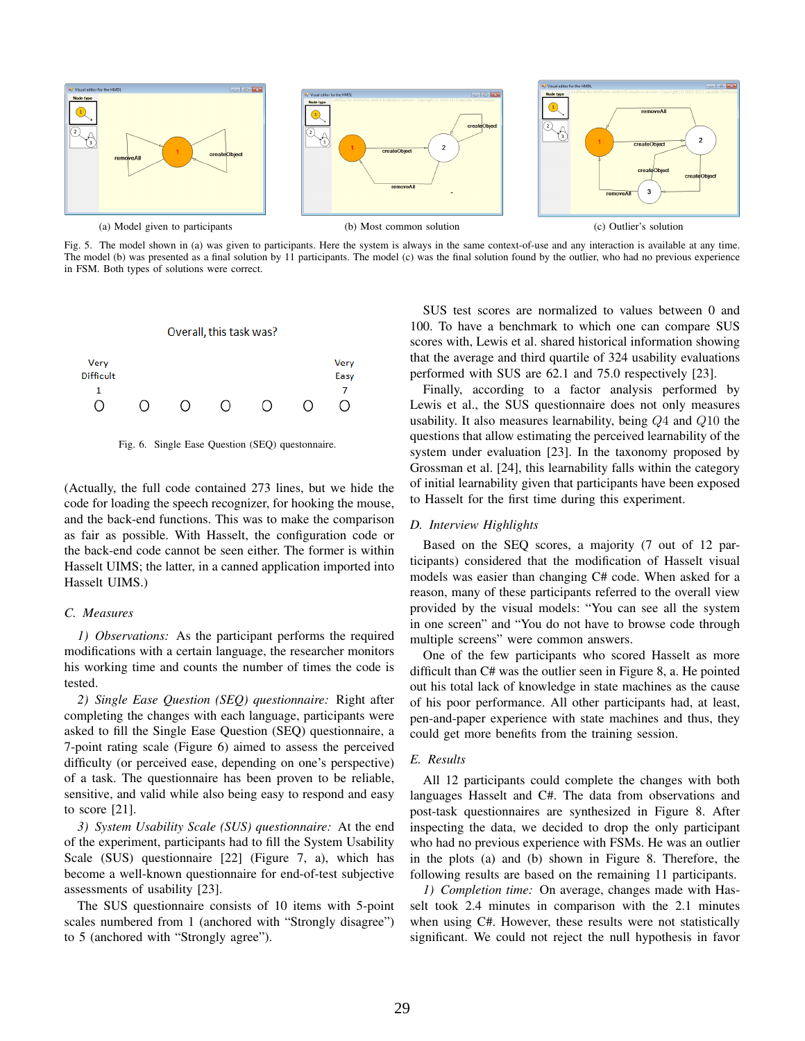(a) Model given to participants

(b) Most common solution

(c) Outlier's solution

Fig. 5. The model shown in (a) was given to participants. Here the system is always in the same context-of-use and any interaction is available at any time. The model (b) was presented as a final solution by 11 participants. The model (c) was the final solution found by the outlier, who had no previous experience in FSM. Both types of solutions were correct.

Overall, this task was?

Very Difficult 1 — Very Easy 7

Fig. 6. Single Ease Question (SEQ) questionnaire.

(Actually, the full code contained 273 lines, but we hide the code for loading the speech recognizer, for hooking the mouse, and the back-end functions. This was to make the comparison as fair as possible. With Hasselt, the configuration code or the back-end code cannot be seen either. The former is within Hasselt UIMS; the latter, in a canned application imported into Hasselt UIMS.)

### C. Measures

*1) Observations:* As the participant performs the required modifications with a certain language, the researcher monitors his working time and counts the number of times the code is tested.

*2) Single Ease Question (SEQ) questionnaire:* Right after completing the changes with each language, participants were asked to fill the Single Ease Question (SEQ) questionnaire, a 7-point rating scale (Figure 6) aimed to assess the perceived difficulty (or perceived ease, depending on one's perspective) of a task. The questionnaire has been proven to be reliable, sensitive, and valid while also being easy to respond and easy to score [21].

*3) System Usability Scale (SUS) questionnaire:* At the end of the experiment, participants had to fill the System Usability Scale (SUS) questionnaire [22] (Figure 7, a), which has become a well-known questionnaire for end-of-test subjective assessments of usability [23].

The SUS questionnaire consists of 10 items with 5-point scales numbered from 1 (anchored with "Strongly disagree") to 5 (anchored with "Strongly agree").

SUS test scores are normalized to values between 0 and 100. To have a benchmark to which one can compare SUS scores with, Lewis et al. shared historical information showing that the average and third quartile of 324 usability evaluations performed with SUS are 62.1 and 75.0 respectively [23].

Finally, according to a factor analysis performed by Lewis et al., the SUS questionnaire does not only measures usability. It also measures learnability, being $Q4$ and $Q10$ the questions that allow estimating the perceived learnability of the system under evaluation [23]. In the taxonomy proposed by Grossman et al. [24], this learnability falls within the category of initial learnability given that participants have been exposed to Hasselt for the first time during this experiment.

### D. Interview Highlights

Based on the SEQ scores, a majority (7 out of 12 participants) considered that the modification of Hasselt visual models was easier than changing C# code. When asked for a reason, many of these participants referred to the overall view provided by the visual models: "You can see all the system in one screen" and "You do not have to browse code through multiple screens" were common answers.

One of the few participants who scored Hasselt as more difficult than C# was the outlier seen in Figure 8, a. He pointed out his total lack of knowledge in state machines as the cause of his poor performance. All other participants had, at least, pen-and-paper experience with state machines and thus, they could get more benefits from the training session.

### E. Results

All 12 participants could complete the changes with both languages Hasselt and C#. The data from observations and post-task questionnaires are synthesized in Figure 8. After inspecting the data, we decided to drop the only participant who had no previous experience with FSMs. He was an outlier in the plots (a) and (b) shown in Figure 8. Therefore, the following results are based on the remaining 11 participants.

*1) Completion time:* On average, changes made with Hasselt took 2.4 minutes in comparison with the 2.1 minutes when using C#. However, these results were not statistically significant. We could not reject the null hypothesis in favor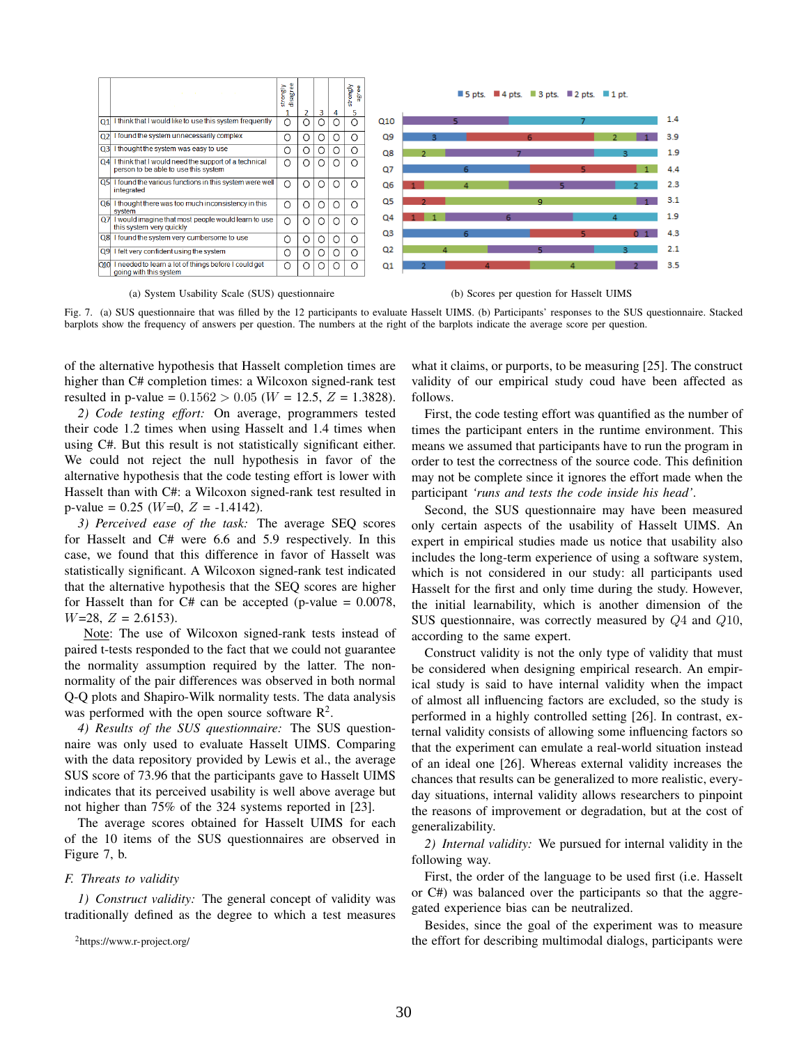| | | strongly disagree 1 | 2 | 3 | 4 | strongly agree 5 |
|---|---|---|---|---|---|---|
| Q1 | I think that I would like to use this system frequently | ○ | ○ | ○ | ○ | ○ |
| Q2 | I found the system unnecessarily complex | ○ | ○ | ○ | ○ | ○ |
| Q3 | I thought the system was easy to use | ○ | ○ | ○ | ○ | ○ |
| Q4 | I think that I would need the support of a technical person to be able to use this system | ○ | ○ | ○ | ○ | ○ |
| Q5 | I found the various functions in this system were well integrated | ○ | ○ | ○ | ○ | ○ |
| Q6 | I thought there was too much inconsistency in this system | ○ | ○ | ○ | ○ | ○ |
| Q7 | I would imagine that most people would learn to use this system very quickly | ○ | ○ | ○ | ○ | ○ |
| Q8 | I found the system very cumbersome to use | ○ | ○ | ○ | ○ | ○ |
| Q9 | I felt very confident using the system | ○ | ○ | ○ | ○ | ○ |
| Q10 | I needed to learn a lot of things before I could get going with this system | ○ | ○ | ○ | ○ | ○ |

(a) System Usability Scale (SUS) questionnaire

| Question | Stacked frequencies (5 pts., 4 pts., 3 pts., 2 pts., 1 pt.) | Average score |
|---|---|---|
| Q10 | 5, 7 | 1.4 |
| Q9 | 3, 6, 2, 1 | 3.9 |
| Q8 | 2, 7, 3 | 1.9 |
| Q7 | 6, 5, 1 | 4.4 |
| Q6 | 1, 4, 5, 2 | 2.3 |
| Q5 | 2, 9, 1 | 3.1 |
| Q4 | 1, 1, 6, 4 | 1.9 |
| Q3 | 6, 5, 0, 1 | 4.3 |
| Q2 | 4, 5, 3 | 2.1 |
| Q1 | 2, 4, 4, 2 | 3.5 |

(b) Scores per question for Hasselt UIMS

Fig. 7. (a) SUS questionnaire that was filled by the 12 participants to evaluate Hasselt UIMS. (b) Participants' responses to the SUS questionnaire. Stacked barplots show the frequency of answers per question. The numbers at the right of the barplots indicate the average score per question.

of the alternative hypothesis that Hasselt completion times are higher than C# completion times: a Wilcoxon signed-rank test resulted in p-value = $0.1562 > 0.05$ ($W$ = 12.5, $Z$ = 1.3828).

*2) Code testing effort:* On average, programmers tested their code 1.2 times when using Hasselt and 1.4 times when using C#. But this result is not statistically significant either. We could not reject the null hypothesis in favor of the alternative hypothesis that the code testing effort is lower with Hasselt than with C#: a Wilcoxon signed-rank test resulted in p-value = 0.25 ($W$=0, $Z$ = -1.4142).

*3) Perceived ease of the task:* The average SEQ scores for Hasselt and C# were 6.6 and 5.9 respectively. In this case, we found that this difference in favor of Hasselt was statistically significant. A Wilcoxon signed-rank test indicated that the alternative hypothesis that the SEQ scores are higher for Hasselt than for C# can be accepted (p-value = 0.0078, $W$=28, $Z$ = 2.6153).

Note: The use of Wilcoxon signed-rank tests instead of paired t-tests responded to the fact that we could not guarantee the normality assumption required by the latter. The non-normality of the pair differences was observed in both normal Q-Q plots and Shapiro-Wilk normality tests. The data analysis was performed with the open source software R[2].

*4) Results of the SUS questionnaire:* The SUS questionnaire was only used to evaluate Hasselt UIMS. Comparing with the data repository provided by Lewis et al., the average SUS score of 73.96 that the participants gave to Hasselt UIMS indicates that its perceived usability is well above average but not higher than 75% of the 324 systems reported in [23].

The average scores obtained for Hasselt UIMS for each of the 10 items of the SUS questionnaires are observed in Figure 7, b.

### F. Threats to validity

*1) Construct validity:* The general concept of validity was traditionally defined as the degree to which a test measures what it claims, or purports, to be measuring [25]. The construct validity of our empirical study coud have been affected as follows.

First, the code testing effort was quantified as the number of times the participant enters in the runtime environment. This means we assumed that participants have to run the program in order to test the correctness of the source code. This definition may not be complete since it ignores the effort made when the participant *'runs and tests the code inside his head'*.

Second, the SUS questionnaire may have been measured only certain aspects of the usability of Hasselt UIMS. An expert in empirical studies made us notice that usability also includes the long-term experience of using a software system, which is not considered in our study: all participants used Hasselt for the first and only time during the study. However, the initial learnability, which is another dimension of the SUS questionnaire, was correctly measured by $Q4$ and $Q10$, according to the same expert.

Construct validity is not the only type of validity that must be considered when designing empirical research. An empirical study is said to have internal validity when the impact of almost all influencing factors are excluded, so the study is performed in a highly controlled setting [26]. In contrast, external validity consists of allowing some influencing factors so that the experiment can emulate a real-world situation instead of an ideal one [26]. Whereas external validity increases the chances that results can be generalized to more realistic, everyday situations, internal validity allows researchers to pinpoint the reasons of improvement or degradation, but at the cost of generalizability.

*2) Internal validity:* We pursued for internal validity in the following way.

First, the order of the language to be used first (i.e. Hasselt or C#) was balanced over the participants so that the aggregated experience bias can be neutralized.

Besides, since the goal of the experiment was to measure the effort for describing multimodal dialogs, participants were

[2]https://www.r-project.org/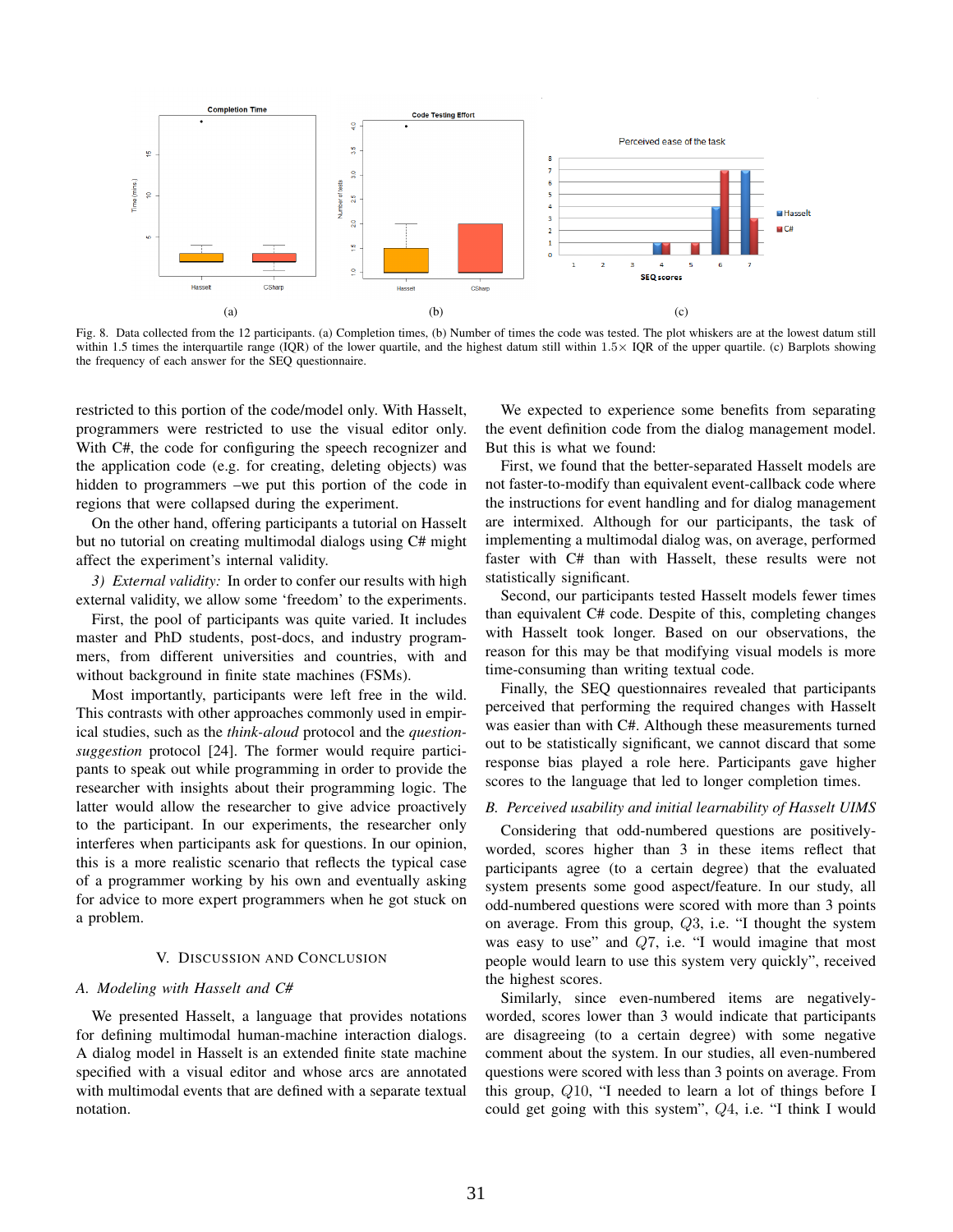Fig. 8. Data collected from the 12 participants. (a) Completion times, (b) Number of times the code was tested. The plot whiskers are at the lowest datum still within 1.5 times the interquartile range (IQR) of the lower quartile, and the highest datum still within 1.5× IQR of the upper quartile. (c) Barplots showing the frequency of each answer for the SEQ questionnaire.

restricted to this portion of the code/model only. With Hasselt, programmers were restricted to use the visual editor only. With C#, the code for configuring the speech recognizer and the application code (e.g. for creating, deleting objects) was hidden to programmers –we put this portion of the code in regions that were collapsed during the experiment.

On the other hand, offering participants a tutorial on Hasselt but no tutorial on creating multimodal dialogs using C# might affect the experiment's internal validity.

*3) External validity:* In order to confer our results with high external validity, we allow some 'freedom' to the experiments.

First, the pool of participants was quite varied. It includes master and PhD students, post-docs, and industry programmers, from different universities and countries, with and without background in finite state machines (FSMs).

Most importantly, participants were left free in the wild. This contrasts with other approaches commonly used in empirical studies, such as the *think-aloud* protocol and the *question-suggestion* protocol [24]. The former would require participants to speak out while programming in order to provide the researcher with insights about their programming logic. The latter would allow the researcher to give advice proactively to the participant. In our experiments, the researcher only interferes when participants ask for questions. In our opinion, this is a more realistic scenario that reflects the typical case of a programmer working by his own and eventually asking for advice to more expert programmers when he got stuck on a problem.

## V. Discussion and Conclusion

### A. Modeling with Hasselt and C#

We presented Hasselt, a language that provides notations for defining multimodal human-machine interaction dialogs. A dialog model in Hasselt is an extended finite state machine specified with a visual editor and whose arcs are annotated with multimodal events that are defined with a separate textual notation.

We expected to experience some benefits from separating the event definition code from the dialog management model. But this is what we found:

First, we found that the better-separated Hasselt models are not faster-to-modify than equivalent event-callback code where the instructions for event handling and for dialog management are intermixed. Although for our participants, the task of implementing a multimodal dialog was, on average, performed faster with C# than with Hasselt, these results were not statistically significant.

Second, our participants tested Hasselt models fewer times than equivalent C# code. Despite of this, completing changes with Hasselt took longer. Based on our observations, the reason for this may be that modifying visual models is more time-consuming than writing textual code.

Finally, the SEQ questionnaires revealed that participants perceived that performing the required changes with Hasselt was easier than with C#. Although these measurements turned out to be statistically significant, we cannot discard that some response bias played a role here. Participants gave higher scores to the language that led to longer completion times.

### B. Perceived usability and initial learnability of Hasselt UIMS

Considering that odd-numbered questions are positively-worded, scores higher than 3 in these items reflect that participants agree (to a certain degree) that the evaluated system presents some good aspect/feature. In our study, all odd-numbered questions were scored with more than 3 points on average. From this group, $Q3$, i.e. "I thought the system was easy to use" and $Q7$, i.e. "I would imagine that most people would learn to use this system very quickly", received the highest scores.

Similarly, since even-numbered items are negatively-worded, scores lower than 3 would indicate that participants are disagreeing (to a certain degree) with some negative comment about the system. In our studies, all even-numbered questions were scored with less than 3 points on average. From this group, $Q10$, "I needed to learn a lot of things before I could get going with this system", $Q4$, i.e. "I think I would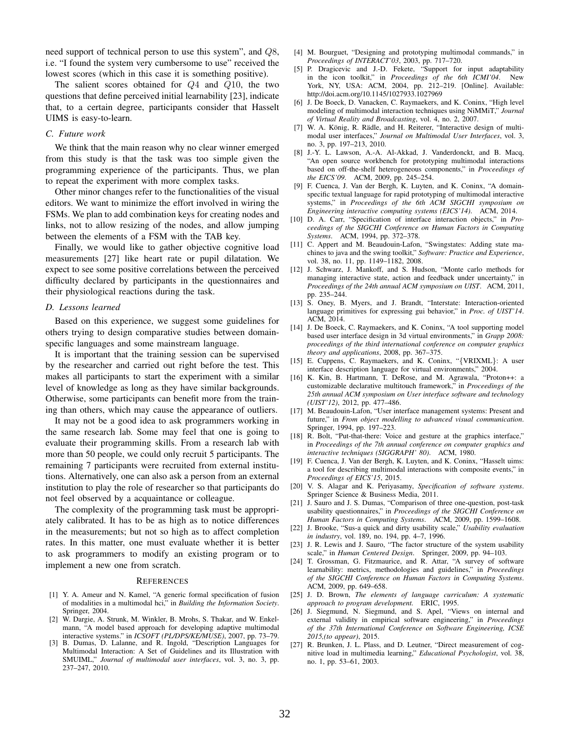need support of technical person to use this system", and $Q8$, i.e. "I found the system very cumbersome to use" received the lowest scores (which in this case it is something positive).

The salient scores obtained for $Q4$ and $Q10$, the two questions that define perceived initial learnability [23], indicate that, to a certain degree, participants consider that Hasselt UIMS is easy-to-learn.

### *C. Future work*

We think that the main reason why no clear winner emerged from this study is that the task was too simple given the programming experience of the participants. Thus, we plan to repeat the experiment with more complex tasks.

Other minor changes refer to the functionalities of the visual editors. We want to minimize the effort involved in wiring the FSMs. We plan to add combination keys for creating nodes and links, not to allow resizing of the nodes, and allow jumping between the elements of a FSM with the TAB key.

Finally, we would like to gather objective cognitive load measurements [27] like heart rate or pupil dilatation. We expect to see some positive correlations between the perceived difficulty declared by participants in the questionnaires and their physiological reactions during the task.

### *D. Lessons learned*

Based on this experience, we suggest some guidelines for others trying to design comparative studies between domain-specific languages and some mainstream language.

It is important that the training session can be supervised by the researcher and carried out right before the test. This makes all participants to start the experiment with a similar level of knowledge as long as they have similar backgrounds. Otherwise, some participants can benefit more from the training than others, which may cause the appearance of outliers.

It may not be a good idea to ask programmers working in the same research lab. Some may feel that one is going to evaluate their programming skills. From a research lab with more than 50 people, we could only recruit 5 participants. The remaining 7 participants were recruited from external institutions. Alternatively, one can also ask a person from an external institution to play the role of researcher so that participants do not feel observed by a acquaintance or colleague.

The complexity of the programming task must be appropriately calibrated. It has to be as high as to notice differences in the measurements; but not so high as to affect completion rates. In this matter, one must evaluate whether it is better to ask programmers to modify an existing program or to implement a new one from scratch.

## REFERENCES

[1] Y. A. Ameur and N. Kamel, "A generic formal specification of fusion of modalities in a multimodal hci," in *Building the Information Society*. Springer, 2004.

[2] W. Dargie, A. Strunk, M. Winkler, B. Mrohs, S. Thakar, and W. Enkelmann, "A model based approach for developing adaptive multimodal interactive systems." in *ICSOFT (PL/DPS/KE/MUSE)*, 2007, pp. 73–79.

[3] B. Dumas, D. Lalanne, and R. Ingold, "Description Languages for Multimodal Interaction: A Set of Guidelines and its Illustration with SMUIML," *Journal of multimodal user interfaces*, vol. 3, no. 3, pp. 237–247, 2010.

[4] M. Bourguet, "Designing and prototyping multimodal commands," in *Proceedings of INTERACT'03*, 2003, pp. 717–720.

[5] P. Dragicevic and J.-D. Fekete, "Support for input adaptability in the icon toolkit," in *Proceedings of the 6th ICMI'04*. New York, NY, USA: ACM, 2004, pp. 212–219. [Online]. Available: http://doi.acm.org/10.1145/1027933.1027969

[6] J. De Boeck, D. Vanacken, C. Raymaekers, and K. Coninx, "High level modeling of multimodal interaction techniques using NiMMiT," *Journal of Virtual Reality and Broadcasting*, vol. 4, no. 2, 2007.

[7] W. A. König, R. Rädle, and H. Reiterer, "Interactive design of multimodal user interfaces," *Journal on Multimodal User Interfaces*, vol. 3, no. 3, pp. 197–213, 2010.

[8] J.-Y. L. Lawson, A.-A. Al-Akkad, J. Vanderdonckt, and B. Macq, "An open source workbench for prototyping multimodal interactions based on off-the-shelf heterogeneous components," in *Proceedings of the EICS'09*. ACM, 2009, pp. 245–254.

[9] F. Cuenca, J. Van der Bergh, K. Luyten, and K. Coninx, "A domain-specific textual language for rapid prototyping of multimodal interactive systems," in *Proceedings of the 6th ACM SIGCHI symposium on Engineering interactive computing systems (EICS'14)*. ACM, 2014.

[10] D. A. Carr, "Specification of interface interaction objects," in *Proceedings of the SIGCHI Conference on Human Factors in Computing Systems*. ACM, 1994, pp. 372–378.

[11] C. Appert and M. Beaudouin-Lafon, "Swingstates: Adding state machines to java and the swing toolkit," *Software: Practice and Experience*, vol. 38, no. 11, pp. 1149–1182, 2008.

[12] J. Schwarz, J. Mankoff, and S. Hudson, "Monte carlo methods for managing interactive state, action and feedback under uncertainty," in *Proceedings of the 24th annual ACM symposium on UIST*. ACM, 2011, pp. 235–244.

[13] S. Oney, B. Myers, and J. Brandt, "Interstate: Interaction-oriented language primitives for expressing gui behavior," in *Proc. of UIST'14*. ACM, 2014.

[14] J. De Boeck, C. Raymaekers, and K. Coninx, "A tool supporting model based user interface design in 3d virtual environments," in *Grapp 2008: proceedings of the third international conference on computer graphics theory and applications*, 2008, pp. 367–375.

[15] E. Cuppens, C. Raymaekers, and K. Coninx, "{VRIXML}: A user interface description language for virtual environments," 2004.

[16] K. Kin, B. Hartmann, T. DeRose, and M. Agrawala, "Proton++: a customizable declarative multitouch framework," in *Proceedings of the 25th annual ACM symposium on User interface software and technology (UIST'12)*, 2012, pp. 477–486.

[17] M. Beaudouin-Lafon, "User interface management systems: Present and future," in *From object modelling to advanced visual communication*. Springer, 1994, pp. 197–223.

[18] R. Bolt, "Put-that-there: Voice and gesture at the graphics interface," in *Proceedings of the 7th annual conference on computer graphics and interactive techniques (SIGGRAPH' 80)*. ACM, 1980.

[19] F. Cuenca, J. Van der Bergh, K. Luyten, and K. Coninx, "Hasselt uims: a tool for describing multimodal interactions with composite events," in *Proceedings of EICS'15*, 2015.

[20] V. S. Alagar and K. Periyasamy, *Specification of software systems*. Springer Science & Business Media, 2011.

[21] J. Sauro and J. S. Dumas, "Comparison of three one-question, post-task usability questionnaires," in *Proceedings of the SIGCHI Conference on Human Factors in Computing Systems*. ACM, 2009, pp. 1599–1608.

[22] J. Brooke, "Sus-a quick and dirty usability scale," *Usability evaluation in industry*, vol. 189, no. 194, pp. 4–7, 1996.

[23] J. R. Lewis and J. Sauro, "The factor structure of the system usability scale," in *Human Centered Design*. Springer, 2009, pp. 94–103.

[24] T. Grossman, G. Fitzmaurice, and R. Attar, "A survey of software learnability: metrics, methodologies and guidelines," in *Proceedings of the SIGCHI Conference on Human Factors in Computing Systems*. ACM, 2009, pp. 649–658.

[25] J. D. Brown, *The elements of language curriculum: A systematic approach to program development.* ERIC, 1995.

[26] J. Siegmund, N. Siegmund, and S. Apel, "Views on internal and external validity in empirical software engineering," in *Proceedings of the 37th International Conference on Software Engineering, ICSE 2015,(to appear)*, 2015.

[27] R. Brunken, J. L. Plass, and D. Leutner, "Direct measurement of cognitive load in multimedia learning," *Educational Psychologist*, vol. 38, no. 1, pp. 53–61, 2003.